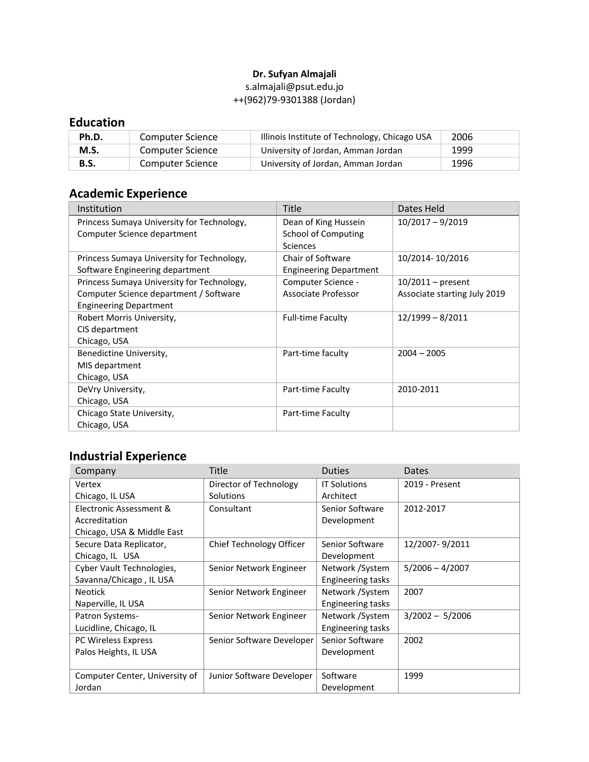**Dr. Sufyan Almajali**
s.almajali@psut.edu.jo
++(962)79-9301388 (Jordan)

## Education

| | | | |
|---|---|---|---|
| **Ph.D.** | Computer Science | Illinois Institute of Technology, Chicago USA | 2006 |
| **M.S.** | Computer Science | University of Jordan, Amman Jordan | 1999 |
| **B.S.** | Computer Science | University of Jordan, Amman Jordan | 1996 |

## Academic Experience

| Institution | Title | Dates Held |
|---|---|---|
| Princess Sumaya University for Technology, Computer Science department | Dean of King Hussein School of Computing Sciences | 10/2017 – 9/2019 |
| Princess Sumaya University for Technology, Software Engineering department | Chair of Software Engineering Department | 10/2014- 10/2016 |
| Princess Sumaya University for Technology, Computer Science department / Software Engineering Department | Computer Science - Associate Professor | 10/2011 – present Associate starting July 2019 |
| Robert Morris University, CIS department Chicago, USA | Full-time Faculty | 12/1999 – 8/2011 |
| Benedictine University, MIS department Chicago, USA | Part-time faculty | 2004 – 2005 |
| DeVry University, Chicago, USA | Part-time Faculty | 2010-2011 |
| Chicago State University, Chicago, USA | Part-time Faculty | |

## Industrial Experience

| Company | Title | Duties | Dates |
|---|---|---|---|
| Vertex Chicago, IL USA | Director of Technology Solutions | IT Solutions Architect | 2019 - Present |
| Electronic Assessment & Accreditation Chicago, USA & Middle East | Consultant | Senior Software Development | 2012-2017 |
| Secure Data Replicator, Chicago, IL USA | Chief Technology Officer | Senior Software Development | 12/2007- 9/2011 |
| Cyber Vault Technologies, Savanna/Chicago , IL USA | Senior Network Engineer | Network /System Engineering tasks | 5/2006 – 4/2007 |
| Neotick Naperville, IL USA | Senior Network Engineer | Network /System Engineering tasks | 2007 |
| Patron Systems- Lucidline, Chicago, IL | Senior Network Engineer | Network /System Engineering tasks | 3/2002 – 5/2006 |
| PC Wireless Express Palos Heights, IL USA | Senior Software Developer | Senior Software Development | 2002 |
| Computer Center, University of Jordan | Junior Software Developer | Software Development | 1999 |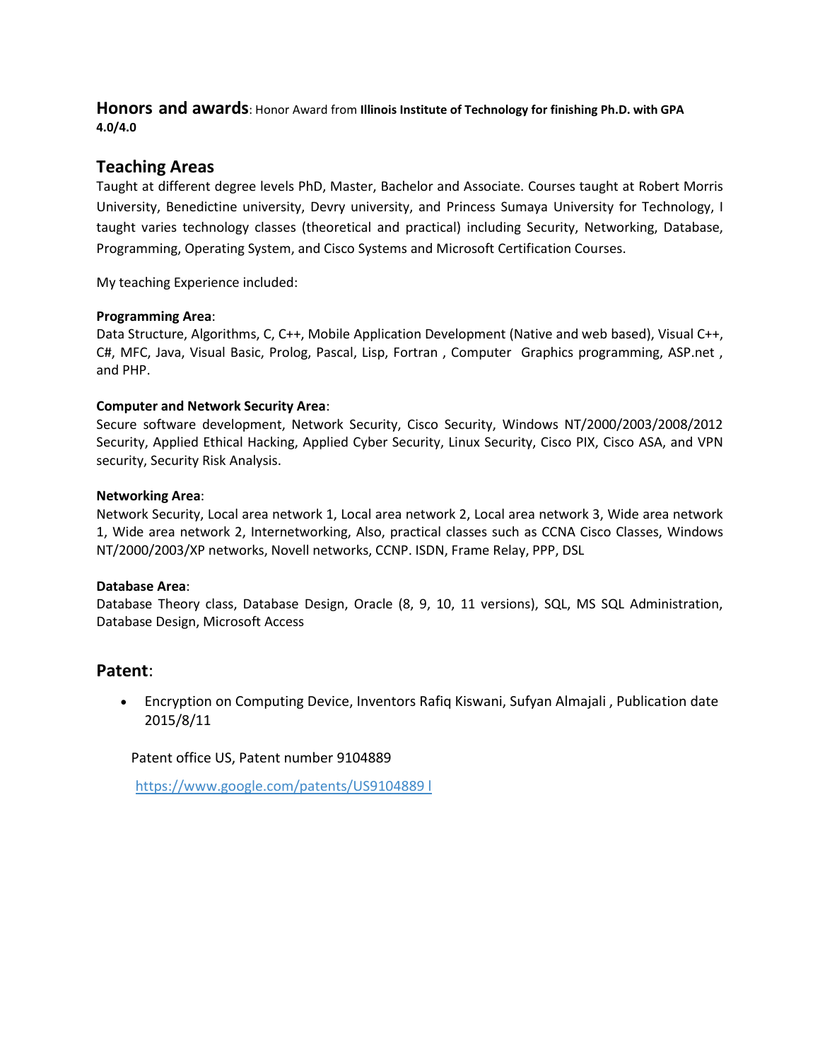**Honors and awards**: Honor Award from **Illinois Institute of Technology for finishing Ph.D. with GPA 4.0/4.0**

## Teaching Areas

Taught at different degree levels PhD, Master, Bachelor and Associate. Courses taught at Robert Morris University, Benedictine university, Devry university, and Princess Sumaya University for Technology, I taught varies technology classes (theoretical and practical) including Security, Networking, Database, Programming, Operating System, and Cisco Systems and Microsoft Certification Courses.

My teaching Experience included:

**Programming Area**:
Data Structure, Algorithms, C, C++, Mobile Application Development (Native and web based), Visual C++, C#, MFC, Java, Visual Basic, Prolog, Pascal, Lisp, Fortran , Computer Graphics programming, ASP.net , and PHP.

**Computer and Network Security Area**:
Secure software development, Network Security, Cisco Security, Windows NT/2000/2003/2008/2012 Security, Applied Ethical Hacking, Applied Cyber Security, Linux Security, Cisco PIX, Cisco ASA, and VPN security, Security Risk Analysis.

**Networking Area**:
Network Security, Local area network 1, Local area network 2, Local area network 3, Wide area network 1, Wide area network 2, Internetworking, Also, practical classes such as CCNA Cisco Classes, Windows NT/2000/2003/XP networks, Novell networks, CCNP. ISDN, Frame Relay, PPP, DSL

**Database Area**:
Database Theory class, Database Design, Oracle (8, 9, 10, 11 versions), SQL, MS SQL Administration, Database Design, Microsoft Access

## Patent:

- Encryption on Computing Device, Inventors Rafiq Kiswani, Sufyan Almajali , Publication date 2015/8/11

  Patent office US, Patent number 9104889

  https://www.google.com/patents/US9104889 l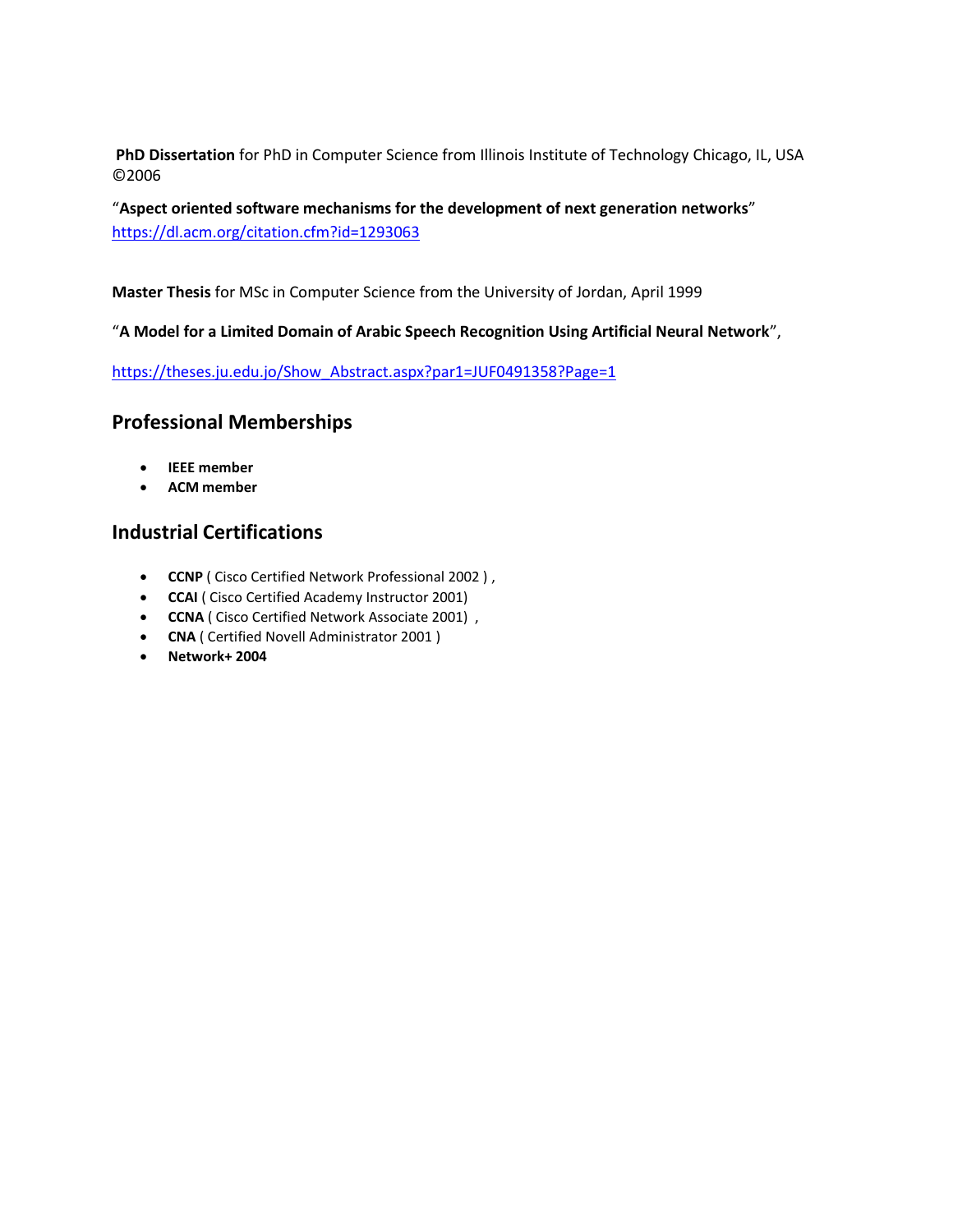**PhD Dissertation** for PhD in Computer Science from Illinois Institute of Technology Chicago, IL, USA ©2006

"**Aspect oriented software mechanisms for the development of next generation networks**"
https://dl.acm.org/citation.cfm?id=1293063

**Master Thesis** for MSc in Computer Science from the University of Jordan, April 1999

"**A Model for a Limited Domain of Arabic Speech Recognition Using Artificial Neural Network**",

https://theses.ju.edu.jo/Show_Abstract.aspx?par1=JUF0491358?Page=1

## Professional Memberships

- **IEEE member**
- **ACM member**

## Industrial Certifications

- **CCNP** ( Cisco Certified Network Professional 2002 ) ,
- **CCAI** ( Cisco Certified Academy Instructor 2001)
- **CCNA** ( Cisco Certified Network Associate 2001) ,
- **CNA** ( Certified Novell Administrator 2001 )
- **Network+ 2004**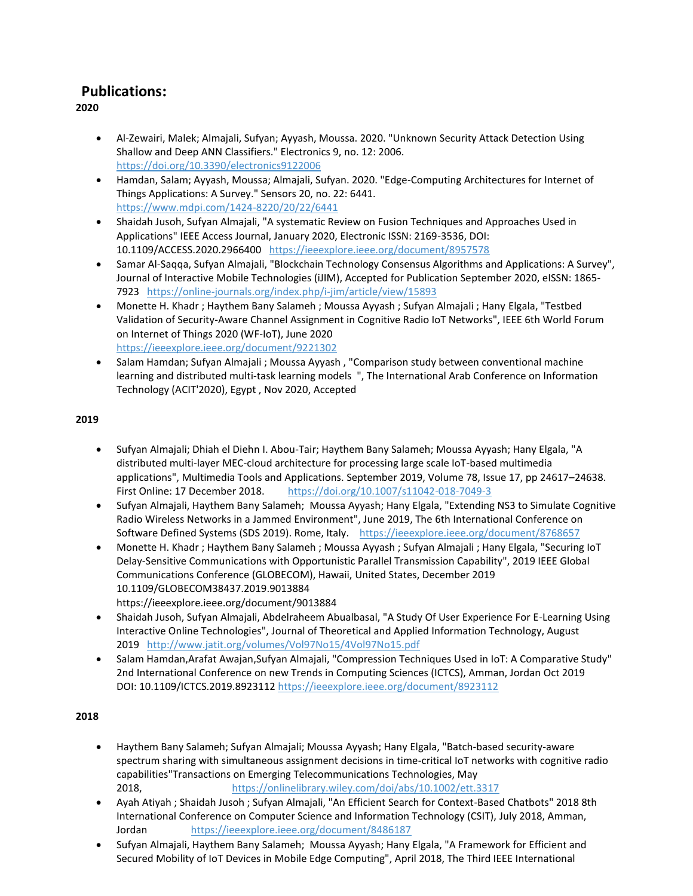## Publications:

**2020**

- Al-Zewairi, Malek; Almajali, Sufyan; Ayyash, Moussa. 2020. "Unknown Security Attack Detection Using Shallow and Deep ANN Classifiers." Electronics 9, no. 12: 2006. https://doi.org/10.3390/electronics9122006
- Hamdan, Salam; Ayyash, Moussa; Almajali, Sufyan. 2020. "Edge-Computing Architectures for Internet of Things Applications: A Survey." Sensors 20, no. 22: 6441. https://www.mdpi.com/1424-8220/20/22/6441
- Shaidah Jusoh, Sufyan Almajali, "A systematic Review on Fusion Techniques and Approaches Used in Applications" IEEE Access Journal, January 2020, Electronic ISSN: 2169-3536, DOI: 10.1109/ACCESS.2020.2966400 https://ieeexplore.ieee.org/document/8957578
- Samar Al-Saqqa, Sufyan Almajali, "Blockchain Technology Consensus Algorithms and Applications: A Survey", Journal of Interactive Mobile Technologies (iJIM), Accepted for Publication September 2020, eISSN: 1865-7923 https://online-journals.org/index.php/i-jim/article/view/15893
- Monette H. Khadr ; Haythem Bany Salameh ; Moussa Ayyash ; Sufyan Almajali ; Hany Elgala, "Testbed Validation of Security-Aware Channel Assignment in Cognitive Radio IoT Networks", IEEE 6th World Forum on Internet of Things 2020 (WF-IoT), June 2020 https://ieeexplore.ieee.org/document/9221302
- Salam Hamdan; Sufyan Almajali ; Moussa Ayyash , "Comparison study between conventional machine learning and distributed multi-task learning models ", The International Arab Conference on Information Technology (ACIT'2020), Egypt , Nov 2020, Accepted

**2019**

- Sufyan Almajali; Dhiah el Diehn I. Abou-Tair; Haythem Bany Salameh; Moussa Ayyash; Hany Elgala, "A distributed multi-layer MEC-cloud architecture for processing large scale IoT-based multimedia applications", Multimedia Tools and Applications. September 2019, Volume 78, Issue 17, pp 24617–24638. First Online: 17 December 2018. https://doi.org/10.1007/s11042-018-7049-3
- Sufyan Almajali, Haythem Bany Salameh; Moussa Ayyash; Hany Elgala, "Extending NS3 to Simulate Cognitive Radio Wireless Networks in a Jammed Environment", June 2019, The 6th International Conference on Software Defined Systems (SDS 2019). Rome, Italy. https://ieeexplore.ieee.org/document/8768657
- Monette H. Khadr ; Haythem Bany Salameh ; Moussa Ayyash ; Sufyan Almajali ; Hany Elgala, "Securing IoT Delay-Sensitive Communications with Opportunistic Parallel Transmission Capability", 2019 IEEE Global Communications Conference (GLOBECOM), Hawaii, United States, December 2019 10.1109/GLOBECOM38437.2019.9013884 https://ieeexplore.ieee.org/document/9013884
- Shaidah Jusoh, Sufyan Almajali, Abdelraheem Abualbasal, "A Study Of User Experience For E-Learning Using Interactive Online Technologies", Journal of Theoretical and Applied Information Technology, August 2019 http://www.jatit.org/volumes/Vol97No15/4Vol97No15.pdf
- Salam Hamdan,Arafat Awajan,Sufyan Almajali, "Compression Techniques Used in IoT: A Comparative Study" 2nd International Conference on new Trends in Computing Sciences (ICTCS), Amman, Jordan Oct 2019 DOI: 10.1109/ICTCS.2019.8923112 https://ieeexplore.ieee.org/document/8923112

**2018**

- Haythem Bany Salameh; Sufyan Almajali; Moussa Ayyash; Hany Elgala, "Batch-based security-aware spectrum sharing with simultaneous assignment decisions in time-critical IoT networks with cognitive radio capabilities"Transactions on Emerging Telecommunications Technologies, May 2018, https://onlinelibrary.wiley.com/doi/abs/10.1002/ett.3317
- Ayah Atiyah ; Shaidah Jusoh ; Sufyan Almajali, "An Efficient Search for Context-Based Chatbots" 2018 8th International Conference on Computer Science and Information Technology (CSIT), July 2018, Amman, Jordan https://ieeexplore.ieee.org/document/8486187
- Sufyan Almajali, Haythem Bany Salameh; Moussa Ayyash; Hany Elgala, "A Framework for Efficient and Secured Mobility of IoT Devices in Mobile Edge Computing", April 2018, The Third IEEE International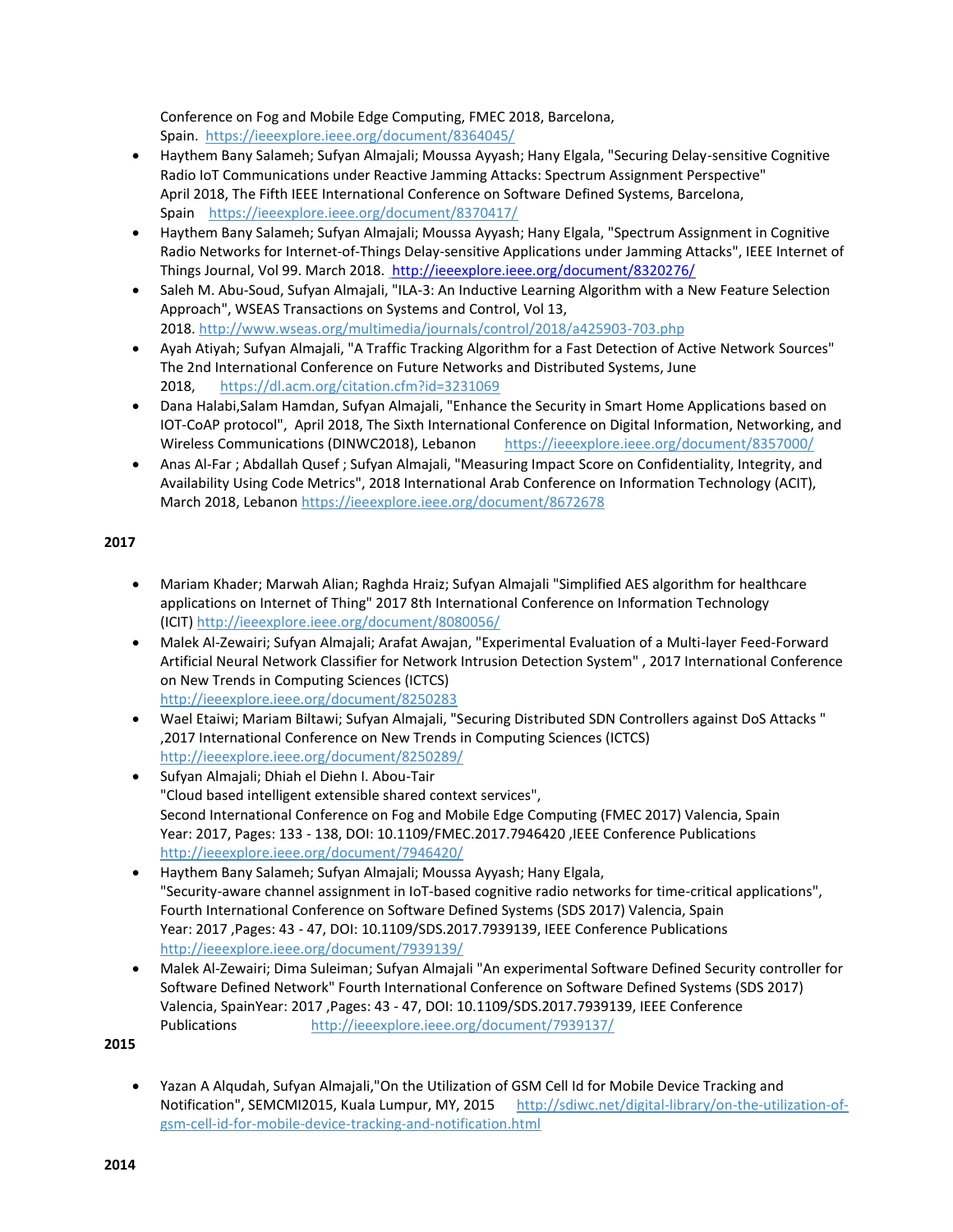Conference on Fog and Mobile Edge Computing, FMEC 2018, Barcelona, Spain. https://ieeexplore.ieee.org/document/8364045/

- Haythem Bany Salameh; Sufyan Almajali; Moussa Ayyash; Hany Elgala, "Securing Delay-sensitive Cognitive Radio IoT Communications under Reactive Jamming Attacks: Spectrum Assignment Perspective" April 2018, The Fifth IEEE International Conference on Software Defined Systems, Barcelona, Spain https://ieeexplore.ieee.org/document/8370417/
- Haythem Bany Salameh; Sufyan Almajali; Moussa Ayyash; Hany Elgala, "Spectrum Assignment in Cognitive Radio Networks for Internet-of-Things Delay-sensitive Applications under Jamming Attacks", IEEE Internet of Things Journal, Vol 99. March 2018. http://ieeexplore.ieee.org/document/8320276/
- Saleh M. Abu-Soud, Sufyan Almajali, "ILA-3: An Inductive Learning Algorithm with a New Feature Selection Approach", WSEAS Transactions on Systems and Control, Vol 13, 2018. http://www.wseas.org/multimedia/journals/control/2018/a425903-703.php
- Ayah Atiyah; Sufyan Almajali, "A Traffic Tracking Algorithm for a Fast Detection of Active Network Sources" The 2nd International Conference on Future Networks and Distributed Systems, June 2018, https://dl.acm.org/citation.cfm?id=3231069
- Dana Halabi,Salam Hamdan, Sufyan Almajali, "Enhance the Security in Smart Home Applications based on IOT-CoAP protocol", April 2018, The Sixth International Conference on Digital Information, Networking, and Wireless Communications (DINWC2018), Lebanon https://ieeexplore.ieee.org/document/8357000/
- Anas Al-Far ; Abdallah Qusef ; Sufyan Almajali, "Measuring Impact Score on Confidentiality, Integrity, and Availability Using Code Metrics", 2018 International Arab Conference on Information Technology (ACIT), March 2018, Lebanon https://ieeexplore.ieee.org/document/8672678

**2017**

- Mariam Khader; Marwah Alian; Raghda Hraiz; Sufyan Almajali "Simplified AES algorithm for healthcare applications on Internet of Thing" 2017 8th International Conference on Information Technology (ICIT) http://ieeexplore.ieee.org/document/8080056/
- Malek Al-Zewairi; Sufyan Almajali; Arafat Awajan, "Experimental Evaluation of a Multi-layer Feed-Forward Artificial Neural Network Classifier for Network Intrusion Detection System" , 2017 International Conference on New Trends in Computing Sciences (ICTCS) http://ieeexplore.ieee.org/document/8250283
- Wael Etaiwi; Mariam Biltawi; Sufyan Almajali, "Securing Distributed SDN Controllers against DoS Attacks " ,2017 International Conference on New Trends in Computing Sciences (ICTCS) http://ieeexplore.ieee.org/document/8250289/
- Sufyan Almajali; Dhiah el Diehn I. Abou-Tair "Cloud based intelligent extensible shared context services", Second International Conference on Fog and Mobile Edge Computing (FMEC 2017) Valencia, Spain Year: 2017, Pages: 133 - 138, DOI: 10.1109/FMEC.2017.7946420 ,IEEE Conference Publications http://ieeexplore.ieee.org/document/7946420/
- Haythem Bany Salameh; Sufyan Almajali; Moussa Ayyash; Hany Elgala, "Security-aware channel assignment in IoT-based cognitive radio networks for time-critical applications", Fourth International Conference on Software Defined Systems (SDS 2017) Valencia, Spain Year: 2017 ,Pages: 43 - 47, DOI: 10.1109/SDS.2017.7939139, IEEE Conference Publications http://ieeexplore.ieee.org/document/7939139/
- Malek Al-Zewairi; Dima Suleiman; Sufyan Almajali "An experimental Software Defined Security controller for Software Defined Network" Fourth International Conference on Software Defined Systems (SDS 2017) Valencia, SpainYear: 2017 ,Pages: 43 - 47, DOI: 10.1109/SDS.2017.7939139, IEEE Conference Publications http://ieeexplore.ieee.org/document/7939137/

**2015**

- Yazan A Alqudah, Sufyan Almajali,"On the Utilization of GSM Cell Id for Mobile Device Tracking and Notification", SEMCMI2015, Kuala Lumpur, MY, 2015 http://sdiwc.net/digital-library/on-the-utilization-of-gsm-cell-id-for-mobile-device-tracking-and-notification.html

**2014**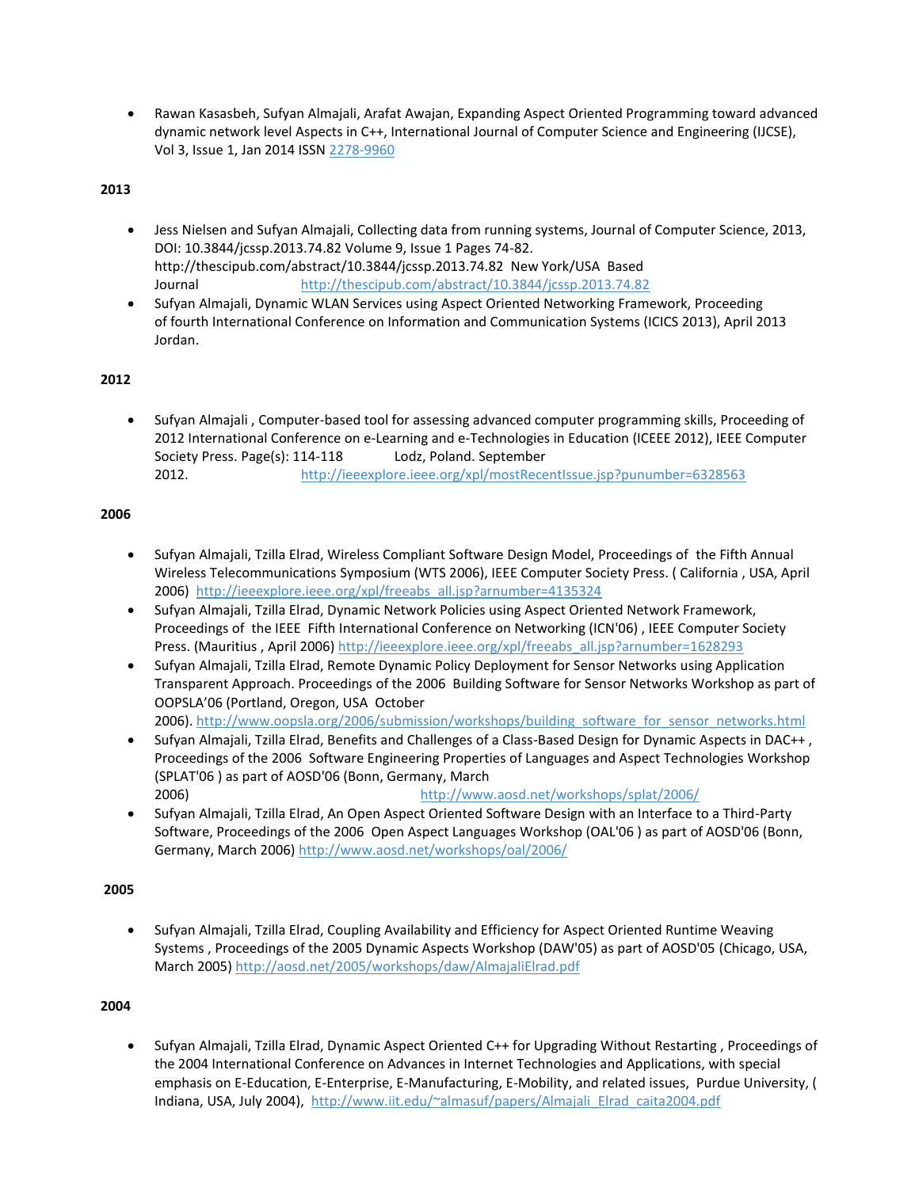- Rawan Kasasbeh, Sufyan Almajali, Arafat Awajan, Expanding Aspect Oriented Programming toward advanced dynamic network level Aspects in C++, International Journal of Computer Science and Engineering (IJCSE), Vol 3, Issue 1, Jan 2014 ISSN 2278-9960

**2013**

- Jess Nielsen and Sufyan Almajali, Collecting data from running systems, Journal of Computer Science, 2013, DOI: 10.3844/jcssp.2013.74.82 Volume 9, Issue 1 Pages 74-82. http://thescipub.com/abstract/10.3844/jcssp.2013.74.82 New York/USA Based Journal http://thescipub.com/abstract/10.3844/jcssp.2013.74.82
- Sufyan Almajali, Dynamic WLAN Services using Aspect Oriented Networking Framework, Proceeding of fourth International Conference on Information and Communication Systems (ICICS 2013), April 2013 Jordan.

**2012**

- Sufyan Almajali , Computer-based tool for assessing advanced computer programming skills, Proceeding of 2012 International Conference on e-Learning and e-Technologies in Education (ICEEE 2012), IEEE Computer Society Press. Page(s): 114-118 Lodz, Poland. September 2012. http://ieeexplore.ieee.org/xpl/mostRecentIssue.jsp?punumber=6328563

**2006**

- Sufyan Almajali, Tzilla Elrad, Wireless Compliant Software Design Model, Proceedings of the Fifth Annual Wireless Telecommunications Symposium (WTS 2006), IEEE Computer Society Press. ( California , USA, April 2006) http://ieeexplore.ieee.org/xpl/freeabs_all.jsp?arnumber=4135324
- Sufyan Almajali, Tzilla Elrad, Dynamic Network Policies using Aspect Oriented Network Framework, Proceedings of the IEEE Fifth International Conference on Networking (ICN'06) , IEEE Computer Society Press. (Mauritius , April 2006) http://ieeexplore.ieee.org/xpl/freeabs_all.jsp?arnumber=1628293
- Sufyan Almajali, Tzilla Elrad, Remote Dynamic Policy Deployment for Sensor Networks using Application Transparent Approach. Proceedings of the 2006 Building Software for Sensor Networks Workshop as part of OOPSLA'06 (Portland, Oregon, USA October 2006). http://www.oopsla.org/2006/submission/workshops/building_software_for_sensor_networks.html
- Sufyan Almajali, Tzilla Elrad, Benefits and Challenges of a Class-Based Design for Dynamic Aspects in DAC++ , Proceedings of the 2006 Software Engineering Properties of Languages and Aspect Technologies Workshop (SPLAT'06 ) as part of AOSD'06 (Bonn, Germany, March 2006) http://www.aosd.net/workshops/splat/2006/
- Sufyan Almajali, Tzilla Elrad, An Open Aspect Oriented Software Design with an Interface to a Third-Party Software, Proceedings of the 2006 Open Aspect Languages Workshop (OAL'06 ) as part of AOSD'06 (Bonn, Germany, March 2006) http://www.aosd.net/workshops/oal/2006/

**2005**

- Sufyan Almajali, Tzilla Elrad, Coupling Availability and Efficiency for Aspect Oriented Runtime Weaving Systems , Proceedings of the 2005 Dynamic Aspects Workshop (DAW'05) as part of AOSD'05 (Chicago, USA, March 2005) http://aosd.net/2005/workshops/daw/AlmajaliElrad.pdf

**2004**

- Sufyan Almajali, Tzilla Elrad, Dynamic Aspect Oriented C++ for Upgrading Without Restarting , Proceedings of the 2004 International Conference on Advances in Internet Technologies and Applications, with special emphasis on E-Education, E-Enterprise, E-Manufacturing, E-Mobility, and related issues, Purdue University, ( Indiana, USA, July 2004), http://www.iit.edu/~almasuf/papers/Almajali_Elrad_caita2004.pdf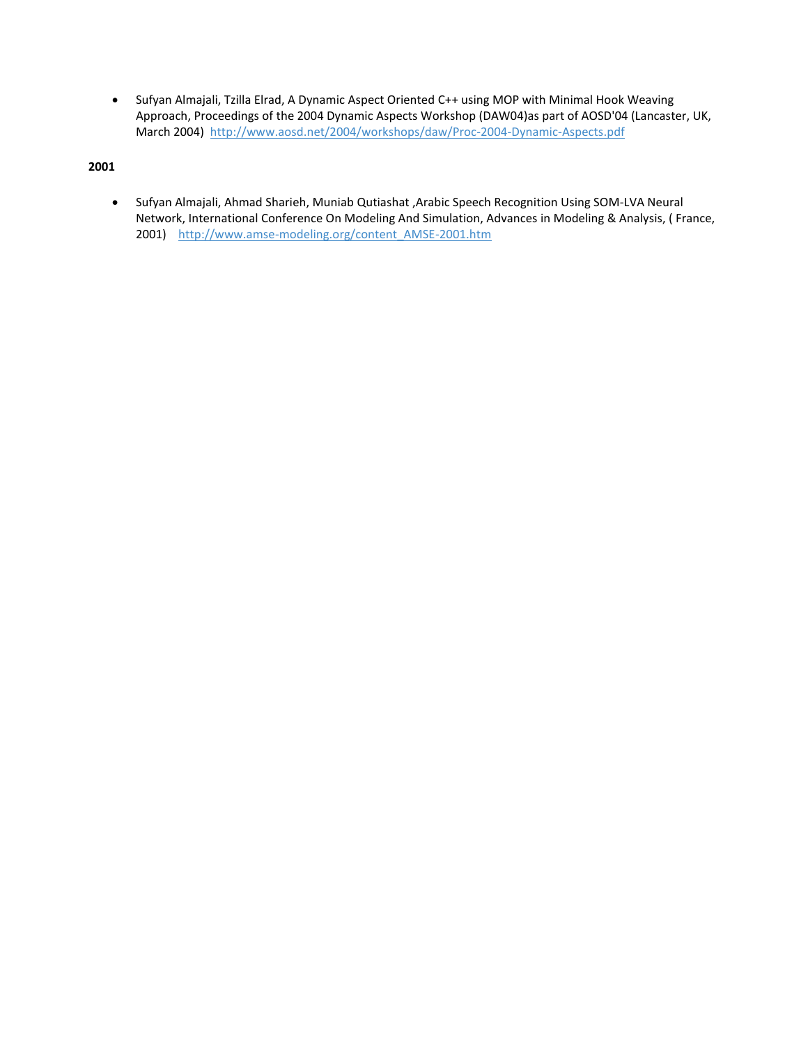- Sufyan Almajali, Tzilla Elrad, A Dynamic Aspect Oriented C++ using MOP with Minimal Hook Weaving Approach, Proceedings of the 2004 Dynamic Aspects Workshop (DAW04)as part of AOSD'04 (Lancaster, UK, March 2004) http://www.aosd.net/2004/workshops/daw/Proc-2004-Dynamic-Aspects.pdf

**2001**

- Sufyan Almajali, Ahmad Sharieh, Muniab Qutiashat ,Arabic Speech Recognition Using SOM-LVA Neural Network, International Conference On Modeling And Simulation, Advances in Modeling & Analysis, ( France, 2001) http://www.amse-modeling.org/content_AMSE-2001.htm